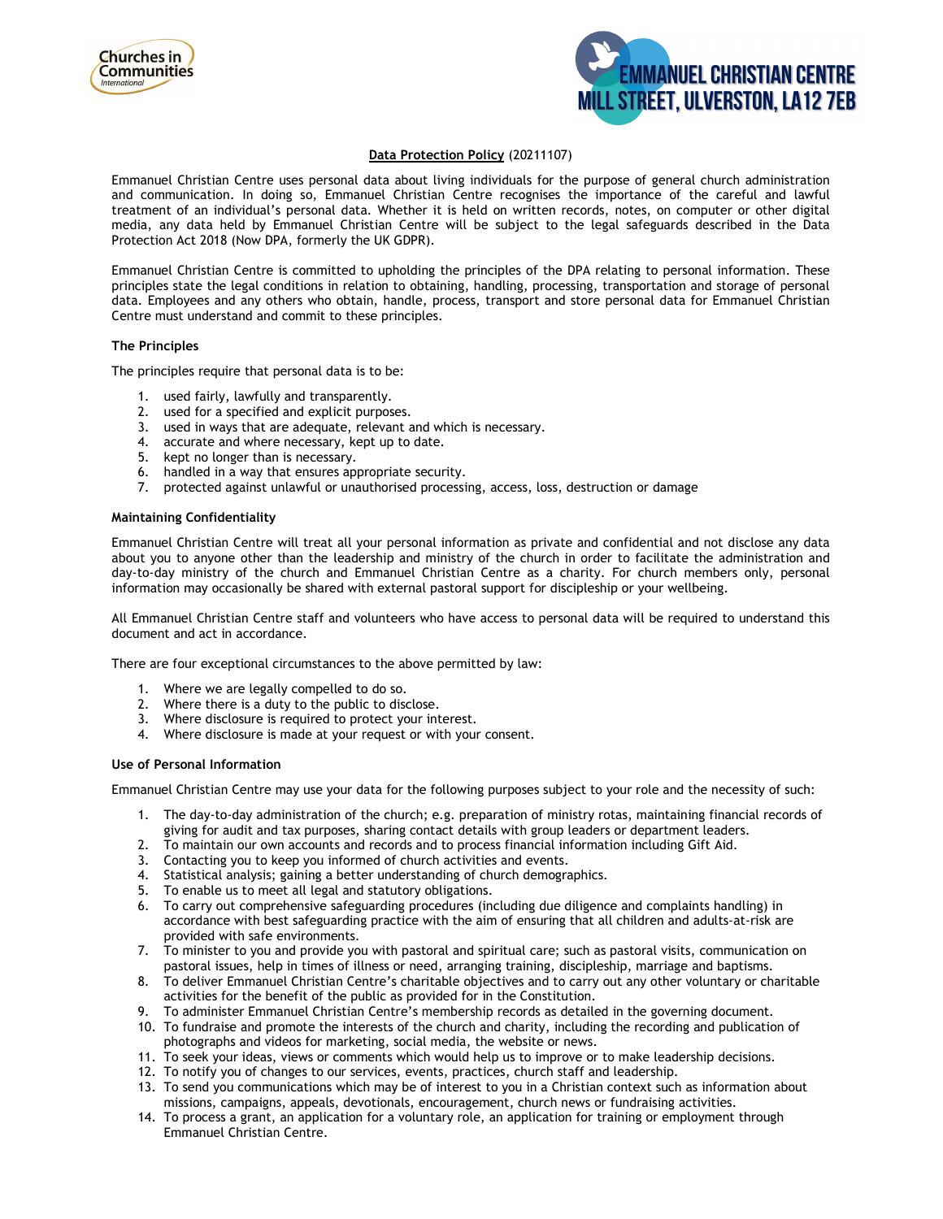Churches in Communities International

EMMANUEL CHRISTIAN CENTRE
MILL STREET, ULVERSTON, LA12 7EB

**Data Protection Policy** (20211107)

Emmanuel Christian Centre uses personal data about living individuals for the purpose of general church administration and communication. In doing so, Emmanuel Christian Centre recognises the importance of the careful and lawful treatment of an individual's personal data. Whether it is held on written records, notes, on computer or other digital media, any data held by Emmanuel Christian Centre will be subject to the legal safeguards described in the Data Protection Act 2018 (Now DPA, formerly the UK GDPR).

Emmanuel Christian Centre is committed to upholding the principles of the DPA relating to personal information. These principles state the legal conditions in relation to obtaining, handling, processing, transportation and storage of personal data. Employees and any others who obtain, handle, process, transport and store personal data for Emmanuel Christian Centre must understand and commit to these principles.

### The Principles

The principles require that personal data is to be:

1. used fairly, lawfully and transparently.
2. used for a specified and explicit purposes.
3. used in ways that are adequate, relevant and which is necessary.
4. accurate and where necessary, kept up to date.
5. kept no longer than is necessary.
6. handled in a way that ensures appropriate security.
7. protected against unlawful or unauthorised processing, access, loss, destruction or damage

### Maintaining Confidentiality

Emmanuel Christian Centre will treat all your personal information as private and confidential and not disclose any data about you to anyone other than the leadership and ministry of the church in order to facilitate the administration and day-to-day ministry of the church and Emmanuel Christian Centre as a charity. For church members only, personal information may occasionally be shared with external pastoral support for discipleship or your wellbeing.

All Emmanuel Christian Centre staff and volunteers who have access to personal data will be required to understand this document and act in accordance.

There are four exceptional circumstances to the above permitted by law:

1. Where we are legally compelled to do so.
2. Where there is a duty to the public to disclose.
3. Where disclosure is required to protect your interest.
4. Where disclosure is made at your request or with your consent.

### Use of Personal Information

Emmanuel Christian Centre may use your data for the following purposes subject to your role and the necessity of such:

1. The day-to-day administration of the church; e.g. preparation of ministry rotas, maintaining financial records of giving for audit and tax purposes, sharing contact details with group leaders or department leaders.
2. To maintain our own accounts and records and to process financial information including Gift Aid.
3. Contacting you to keep you informed of church activities and events.
4. Statistical analysis; gaining a better understanding of church demographics.
5. To enable us to meet all legal and statutory obligations.
6. To carry out comprehensive safeguarding procedures (including due diligence and complaints handling) in accordance with best safeguarding practice with the aim of ensuring that all children and adults-at-risk are provided with safe environments.
7. To minister to you and provide you with pastoral and spiritual care; such as pastoral visits, communication on pastoral issues, help in times of illness or need, arranging training, discipleship, marriage and baptisms.
8. To deliver Emmanuel Christian Centre's charitable objectives and to carry out any other voluntary or charitable activities for the benefit of the public as provided for in the Constitution.
9. To administer Emmanuel Christian Centre's membership records as detailed in the governing document.
10. To fundraise and promote the interests of the church and charity, including the recording and publication of photographs and videos for marketing, social media, the website or news.
11. To seek your ideas, views or comments which would help us to improve or to make leadership decisions.
12. To notify you of changes to our services, events, practices, church staff and leadership.
13. To send you communications which may be of interest to you in a Christian context such as information about missions, campaigns, appeals, devotionals, encouragement, church news or fundraising activities.
14. To process a grant, an application for a voluntary role, an application for training or employment through Emmanuel Christian Centre.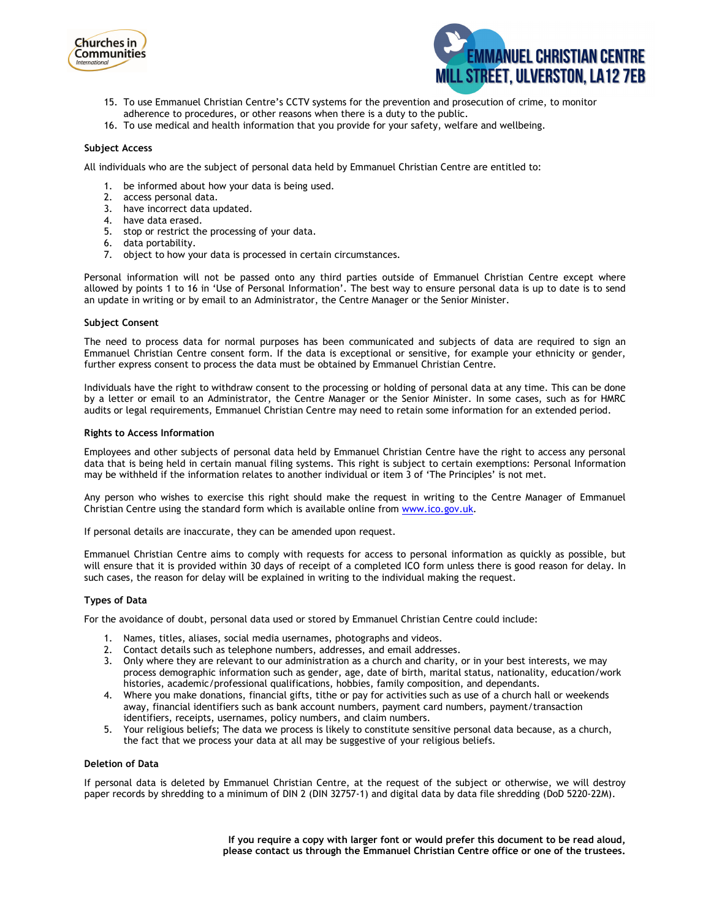15. To use Emmanuel Christian Centre's CCTV systems for the prevention and prosecution of crime, to monitor adherence to procedures, or other reasons when there is a duty to the public.
16. To use medical and health information that you provide for your safety, welfare and wellbeing.

**Subject Access**

All individuals who are the subject of personal data held by Emmanuel Christian Centre are entitled to:

1. be informed about how your data is being used.
2. access personal data.
3. have incorrect data updated.
4. have data erased.
5. stop or restrict the processing of your data.
6. data portability.
7. object to how your data is processed in certain circumstances.

Personal information will not be passed onto any third parties outside of Emmanuel Christian Centre except where allowed by points 1 to 16 in 'Use of Personal Information'. The best way to ensure personal data is up to date is to send an update in writing or by email to an Administrator, the Centre Manager or the Senior Minister.

**Subject Consent**

The need to process data for normal purposes has been communicated and subjects of data are required to sign an Emmanuel Christian Centre consent form. If the data is exceptional or sensitive, for example your ethnicity or gender, further express consent to process the data must be obtained by Emmanuel Christian Centre.

Individuals have the right to withdraw consent to the processing or holding of personal data at any time. This can be done by a letter or email to an Administrator, the Centre Manager or the Senior Minister. In some cases, such as for HMRC audits or legal requirements, Emmanuel Christian Centre may need to retain some information for an extended period.

**Rights to Access Information**

Employees and other subjects of personal data held by Emmanuel Christian Centre have the right to access any personal data that is being held in certain manual filing systems. This right is subject to certain exemptions: Personal Information may be withheld if the information relates to another individual or item 3 of 'The Principles' is not met.

Any person who wishes to exercise this right should make the request in writing to the Centre Manager of Emmanuel Christian Centre using the standard form which is available online from [www.ico.gov.uk](http://www.ico.gov.uk).

If personal details are inaccurate, they can be amended upon request.

Emmanuel Christian Centre aims to comply with requests for access to personal information as quickly as possible, but will ensure that it is provided within 30 days of receipt of a completed ICO form unless there is good reason for delay. In such cases, the reason for delay will be explained in writing to the individual making the request.

**Types of Data**

For the avoidance of doubt, personal data used or stored by Emmanuel Christian Centre could include:

1. Names, titles, aliases, social media usernames, photographs and videos.
2. Contact details such as telephone numbers, addresses, and email addresses.
3. Only where they are relevant to our administration as a church and charity, or in your best interests, we may process demographic information such as gender, age, date of birth, marital status, nationality, education/work histories, academic/professional qualifications, hobbies, family composition, and dependants.
4. Where you make donations, financial gifts, tithe or pay for activities such as use of a church hall or weekends away, financial identifiers such as bank account numbers, payment card numbers, payment/transaction identifiers, receipts, usernames, policy numbers, and claim numbers.
5. Your religious beliefs; The data we process is likely to constitute sensitive personal data because, as a church, the fact that we process your data at all may be suggestive of your religious beliefs.

**Deletion of Data**

If personal data is deleted by Emmanuel Christian Centre, at the request of the subject or otherwise, we will destroy paper records by shredding to a minimum of DIN 2 (DIN 32757-1) and digital data by data file shredding (DoD 5220-22M).

**If you require a copy with larger font or would prefer this document to be read aloud, please contact us through the Emmanuel Christian Centre office or one of the trustees.**